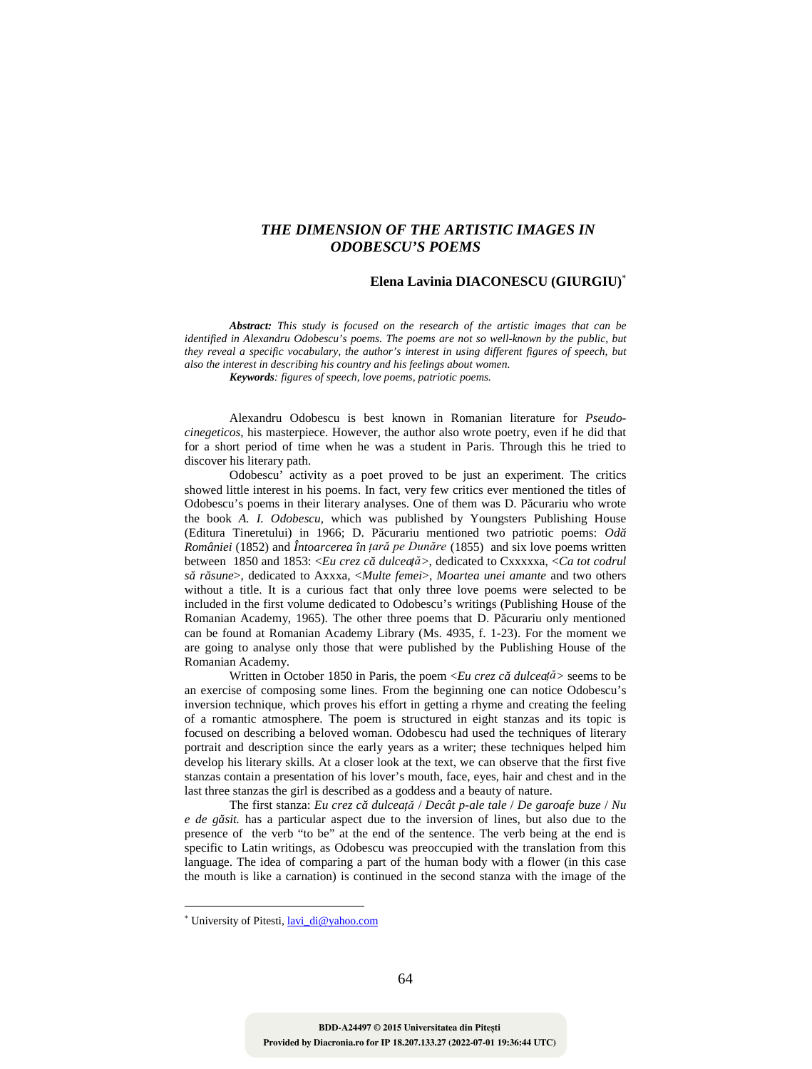# *THE DIMENSION OF THE ARTISTIC IMAGES IN ODOBESCU'S POEMS*

**Elena Lavinia DIACONESCU (GIURGIU)**[*]

***Abstract:*** *This study is focused on the research of the artistic images that can be identified in Alexandru Odobescu's poems. The poems are not so well-known by the public, but they reveal a specific vocabulary, the author's interest in using different figures of speech, but also the interest in describing his country and his feelings about women.*

***Keywords****: figures of speech, love poems, patriotic poems.*

Alexandru Odobescu is best known in Romanian literature for *Pseudo-cinegeticos*, his masterpiece. However, the author also wrote poetry, even if he did that for a short period of time when he was a student in Paris. Through this he tried to discover his literary path.

Odobescu' activity as a poet proved to be just an experiment. The critics showed little interest in his poems. In fact, very few critics ever mentioned the titles of Odobescu's poems in their literary analyses. One of them was D. Păcurariu who wrote the book *A. I. Odobescu*, which was published by Youngsters Publishing House (Editura Tineretului) in 1966; D. Păcurariu mentioned two patriotic poems: *Odă României* (1852) and *Întoarcerea în țară pe Dunăre* (1855) and six love poems written between 1850 and 1853: <*Eu crez că dulceață*>, dedicated to Cxxxxxa, <*Ca tot codrul să răsune*>, dedicated to Axxxa, <*Multe femei*>, *Moartea unei amante* and two others without a title. It is a curious fact that only three love poems were selected to be included in the first volume dedicated to Odobescu's writings (Publishing House of the Romanian Academy, 1965). The other three poems that D. Păcurariu only mentioned can be found at Romanian Academy Library (Ms. 4935, f. 1-23). For the moment we are going to analyse only those that were published by the Publishing House of the Romanian Academy.

Written in October 1850 in Paris, the poem <*Eu crez că dulceață*> seems to be an exercise of composing some lines. From the beginning one can notice Odobescu's inversion technique, which proves his effort in getting a rhyme and creating the feeling of a romantic atmosphere. The poem is structured in eight stanzas and its topic is focused on describing a beloved woman. Odobescu had used the techniques of literary portrait and description since the early years as a writer; these techniques helped him develop his literary skills. At a closer look at the text, we can observe that the first five stanzas contain a presentation of his lover's mouth, face, eyes, hair and chest and in the last three stanzas the girl is described as a goddess and a beauty of nature.

The first stanza: *Eu crez că dulceață* / *Decât p-ale tale* / *De garoafe buze* / *Nu e de găsit.* has a particular aspect due to the inversion of lines, but also due to the presence of the verb "to be" at the end of the sentence. The verb being at the end is specific to Latin writings, as Odobescu was preoccupied with the translation from this language. The idea of comparing a part of the human body with a flower (in this case the mouth is like a carnation) is continued in the second stanza with the image of the

---

[*] University of Pitesti, lavi_di@yahoo.com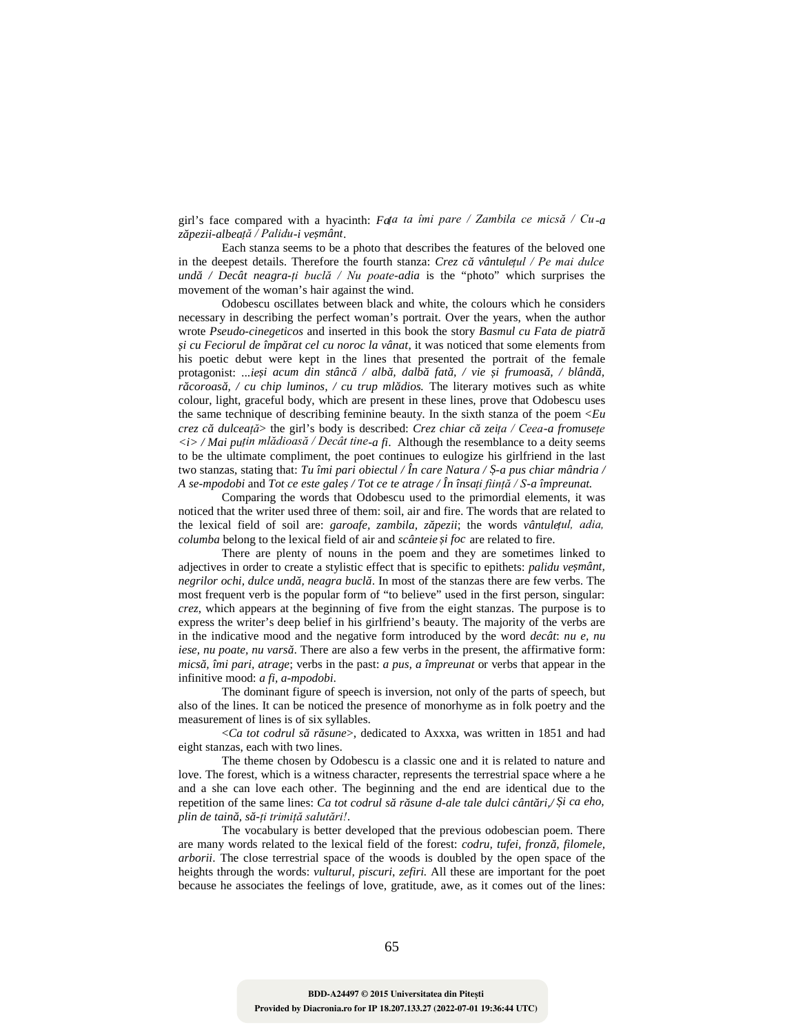girl's face compared with a hyacinth: *Fața ta îmi pare / Zambila ce micsă / Cu-a zăpezii-albeață / Palidu-i veșmânt*.

Each stanza seems to be a photo that describes the features of the beloved one in the deepest details. Therefore the fourth stanza: *Crez că vântulețul / Pe mai dulce undă / Decât neagra-ți buclă / Nu poate-adia* is the "photo" which surprises the movement of the woman's hair against the wind.

Odobescu oscillates between black and white, the colours which he considers necessary in describing the perfect woman's portrait. Over the years, when the author wrote *Pseudo-cinegeticos* and inserted in this book the story *Basmul cu Fata de piatră și cu Feciorul de împărat cel cu noroc la vânat*, it was noticed that some elements from his poetic debut were kept in the lines that presented the portrait of the female protagonist: *...ieși acum din stâncă / albă, dalbă fată, / vie și frumoasă, / blândă, răcoroasă, / cu chip luminos, / cu trup mlădios.* The literary motives such as white colour, light, graceful body, which are present in these lines, prove that Odobescu uses the same technique of describing feminine beauty. In the sixth stanza of the poem <*Eu crez că dulceață*> the girl's body is described: *Crez chiar că zeița / Ceea-a fromusețe <i> / Mai puțin mlădioasă / Decât tine-a fi*. Although the resemblance to a deity seems to be the ultimate compliment, the poet continues to eulogize his girlfriend in the last two stanzas, stating that: *Tu îmi pari obiectul / În care Natura / Ș-a pus chiar mândria / A se-mpodobi* and *Tot ce este galeș / Tot ce te atrage / În însați ființă / S-a împreunat.*

Comparing the words that Odobescu used to the primordial elements, it was noticed that the writer used three of them: soil, air and fire. The words that are related to the lexical field of soil are: *garoafe, zambila, zăpezii*; the words *vântulețul, adia, columba* belong to the lexical field of air and *scânteie și foc* are related to fire.

There are plenty of nouns in the poem and they are sometimes linked to adjectives in order to create a stylistic effect that is specific to epithets: *palidu veșmânt, negrilor ochi, dulce undă, neagra buclă*. In most of the stanzas there are few verbs. The most frequent verb is the popular form of "to believe" used in the first person, singular: *crez*, which appears at the beginning of five from the eight stanzas. The purpose is to express the writer's deep belief in his girlfriend's beauty. The majority of the verbs are in the indicative mood and the negative form introduced by the word *decât*: *nu e, nu iese, nu poate, nu varsă*. There are also a few verbs in the present, the affirmative form: *micsă, îmi pari, atrage*; verbs in the past: *a pus, a împreunat* or verbs that appear in the infinitive mood: *a fi, a-mpodobi*.

The dominant figure of speech is inversion, not only of the parts of speech, but also of the lines. It can be noticed the presence of monorhyme as in folk poetry and the measurement of lines is of six syllables.

<*Ca tot codrul să răsune*>, dedicated to Axxxa, was written in 1851 and had eight stanzas, each with two lines.

The theme chosen by Odobescu is a classic one and it is related to nature and love. The forest, which is a witness character, represents the terrestrial space where a he and a she can love each other. The beginning and the end are identical due to the repetition of the same lines: *Ca tot codrul să răsune d-ale tale dulci cântări,/ Și ca eho, plin de taină, să-ți trimiță salutări!*.

The vocabulary is better developed that the previous odobescian poem. There are many words related to the lexical field of the forest: *codru, tufei, fronză, filomele, arborii*. The close terrestrial space of the woods is doubled by the open space of the heights through the words: *vulturul, piscuri, zefiri.* All these are important for the poet because he associates the feelings of love, gratitude, awe, as it comes out of the lines: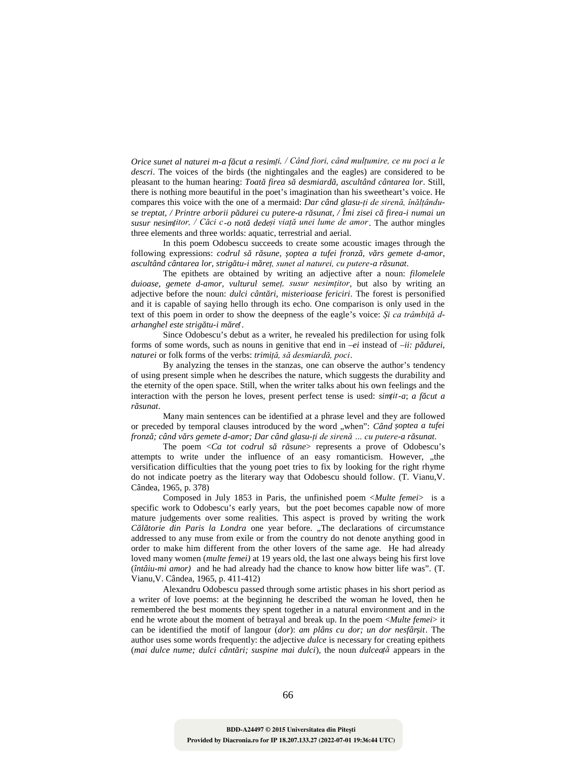*Orice sunet al naturei m-a făcut a resimți, / Când fiori, când mulțumire, ce nu poci a le descri*. The voices of the birds (the nightingales and the eagles) are considered to be pleasant to the human hearing: *Toată firea să desmiardă, ascultând cântarea lor*. Still, there is nothing more beautiful in the poet's imagination than his sweetheart's voice. He compares this voice with the one of a mermaid: *Dar când glasu-ți de sirenă, înălțându-se treptat, / Printre arborii pădurei cu putere-a răsunat, / Îmi zisei că firea-i numai un susur nesimțitor, / Căci c-o notă dedeși viață unei lume de amor*. The author mingles three elements and three worlds: aquatic, terrestrial and aerial.

In this poem Odobescu succeeds to create some acoustic images through the following expressions: *codrul să răsune, șoptea a tufei fronză, vărs gemete d-amor, ascultând cântarea lor, strigătu-i măreț, sunet al naturei, cu putere-a răsunat*.

The epithets are obtained by writing an adjective after a noun: *filomelele duioase, gemete d-amor, vulturul semeț, susur nesimțitor*, but also by writing an adjective before the noun: *dulci cântări, misterioase fericiri*. The forest is personified and it is capable of saying hello through its echo. One comparison is only used in the text of this poem in order to show the deepness of the eagle's voice: *Și ca trâmbiță d-arhanghel este strigătu-i măreț*.

Since Odobescu's debut as a writer, he revealed his predilection for using folk forms of some words, such as nouns in genitive that end in *–ei* instead of *–ii: pădurei, naturei* or folk forms of the verbs: *trimiță, să desmiardă, poci*.

By analyzing the tenses in the stanzas, one can observe the author's tendency of using present simple when he describes the nature, which suggests the durability and the eternity of the open space. Still, when the writer talks about his own feelings and the interaction with the person he loves, present perfect tense is used: *simțit-a*; *a făcut a răsunat*.

Many main sentences can be identified at a phrase level and they are followed or preceded by temporal clauses introduced by the word „when": *Când șoptea a tufei fronză; când vărs gemete d-amor; Dar când glasu-ți de sirenă … cu putere-a răsunat.*

The poem <*Ca tot codrul să răsune*> represents a prove of Odobescu's attempts to write under the influence of an easy romanticism. However, „the versification difficulties that the young poet tries to fix by looking for the right rhyme do not indicate poetry as the literary way that Odobescu should follow. (T. Vianu,V. Cândea, 1965, p. 378)

Composed in July 1853 in Paris, the unfinished poem <*Multe femei*> is a specific work to Odobescu's early years, but the poet becomes capable now of more mature judgements over some realities. This aspect is proved by writing the work *Călătorie din Paris la Londra* one year before. „The declarations of circumstance addressed to any muse from exile or from the country do not denote anything good in order to make him different from the other lovers of the same age. He had already loved many women (*multe femei)* at 19 years old, the last one always being his first love (*întâiu-mi amor)* and he had already had the chance to know how bitter life was". (T. Vianu,V. Cândea, 1965, p. 411-412)

Alexandru Odobescu passed through some artistic phases in his short period as a writer of love poems: at the beginning he described the woman he loved, then he remembered the best moments they spent together in a natural environment and in the end he wrote about the moment of betrayal and break up. In the poem <*Multe femei*> it can be identified the motif of langour (*dor*): *am plâns cu dor; un dor nesfârșit*. The author uses some words frequently: the adjective *dulce* is necessary for creating epithets (*mai dulce nume; dulci cântări; suspine mai dulci*), the noun *dulceață* appears in the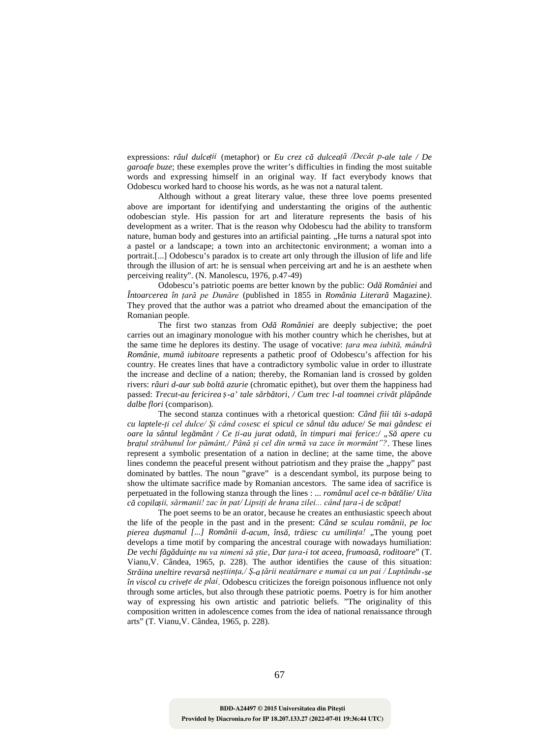expressions: *râul dulceții* (metaphor) or *Eu crez că dulceață /Decât p-ale tale / De garoafe buze*; these exemples prove the writer's difficulties in finding the most suitable words and expressing himself in an original way. If fact everybody knows that Odobescu worked hard to choose his words, as he was not a natural talent.

Although without a great literary value, these three love poems presented above are important for identifying and understanting the origins of the authentic odobescian style. His passion for art and literature represents the basis of his development as a writer. That is the reason why Odobescu had the ability to transform nature, human body and gestures into an artificial painting. „He turns a natural spot into a pastel or a landscape; a town into an architectonic environment; a woman into a portrait.[...] Odobescu's paradox is to create art only through the illusion of life and life through the illusion of art: he is sensual when perceiving art and he is an aesthete when perceiving reality". (N. Manolescu, 1976, p.47-49)

Odobescu's patriotic poems are better known by the public: *Odă României* and *Întoarcerea în țară pe Dunăre* (published in 1855 in *România Literară* Magazine*)*. They proved that the author was a patriot who dreamed about the emancipation of the Romanian people.

The first two stanzas from *Odă României* are deeply subjective; the poet carries out an imaginary monologue with his mother country which he cherishes, but at the same time he deplores its destiny. The usage of vocative: *țara mea iubită, mândră Românie, mumă iubitoare* represents a pathetic proof of Odobescu's affection for his country. He creates lines that have a contradictory symbolic value in order to illustrate the increase and decline of a nation; thereby, the Romanian land is crossed by golden rivers: *râuri d-aur sub boltă azurie* (chromatic epithet), but over them the happiness had passed: *Trecut-au fericirea ș-a' tale sărbători, / Cum trec l-al toamnei crivăt plăpânde dalbe flori* (comparison).

The second stanza continues with a rhetorical question: *Când fiii tăi s-adapă cu laptele-ți cel dulce/ Și când cosesc ei spicul ce sânul tău aduce/ Se mai gândesc ei oare la sântul legământ / Ce ți-au jurat odată, în timpuri mai ferice:/ „Să apere cu brațul străbunul lor pământ,/ Până și cel din urmă va zace în mormânt"?*. These lines represent a symbolic presentation of a nation in decline; at the same time, the above lines condemn the peaceful present without patriotism and they praise the „happy" past dominated by battles. The noun "grave" is a descendant symbol, its purpose being to show the ultimate sacrifice made by Romanian ancestors. The same idea of sacrifice is perpetuated in the following stanza through the lines : *... românul acel ce-n bătălie/ Uita că copilașii, sărmanii! zac în pat/ Lipsiți de hrana zilei... când țara-i de scăpat!*

The poet seems to be an orator, because he creates an enthusiastic speech about the life of the people in the past and in the present: *Când se sculau românii, pe loc pierea dușmanul [...] Românii d-acum, însă, trăiesc cu umilința!* „The young poet develops a time motif by comparing the ancestral courage with nowadays humiliation: *De vechi făgăduințe nu va nimeni să știe, Dar țara-i tot aceea, frumoasă, roditoare*" (T. Vianu,V. Cândea, 1965, p. 228). The author identifies the cause of this situation: *Străina uneltire revarsă neștiința,/ Ș-a țării neatârnare e numai ca un pai / Luptându-se în viscol cu crivețe de plai*. Odobescu criticizes the foreign poisonous influence not only through some articles, but also through these patriotic poems. Poetry is for him another way of expressing his own artistic and patriotic beliefs. "The originality of this composition written in adolescence comes from the idea of national renaissance through arts" (T. Vianu,V. Cândea, 1965, p. 228).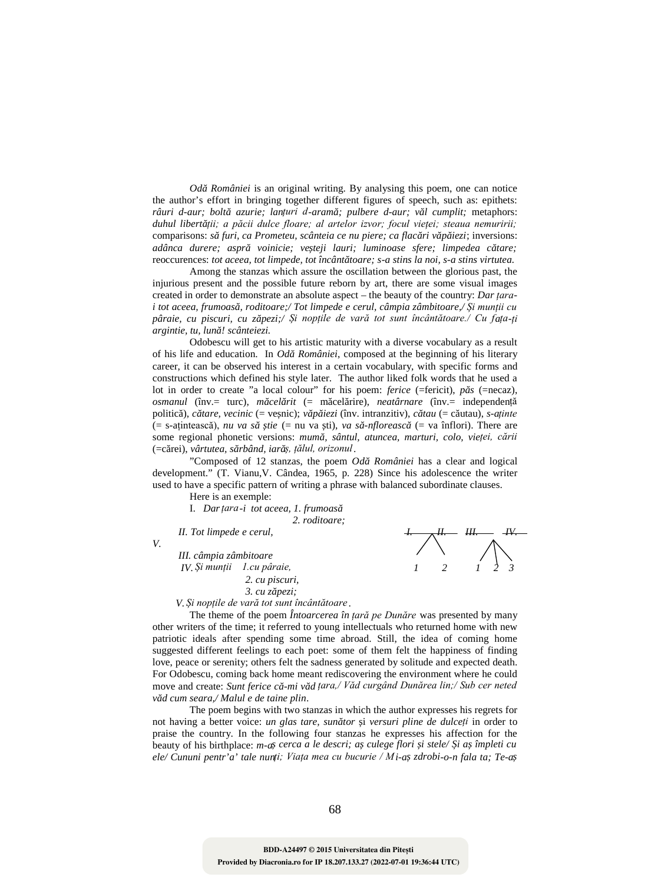*Odă României* is an original writing. By analysing this poem, one can notice the author's effort in bringing together different figures of speech, such as: epithets: *râuri d-aur; boltă azurie; lanțuri d-aramă; pulbere d-aur; văl cumplit;* metaphors: *duhul libertății; a păcii dulce floare; al artelor izvor; focul vieței; steaua nemuririi;* comparisons: *să furi, ca Prometeu, scânteia ce nu piere; ca flacări văpăiezi*; inversions: *adânca durere; aspră voinicie; veșteji lauri; luminoase sfere; limpedea cătare;* reoccurences: *tot aceea, tot limpede, tot încântătoare; s-a stins la noi, s-a stins virtutea.*

Among the stanzas which assure the oscillation between the glorious past, the injurious present and the possible future reborn by art, there are some visual images created in order to demonstrate an absolute aspect – the beauty of the country: *Dar țara-i tot aceea, frumoasă, roditoare;/ Tot limpede e cerul, câmpia zâmbitoare,/ Și munții cu pâraie, cu piscuri, cu zăpezi;/ Și nopțile de vară tot sunt încântătoare./ Cu fața-ți argintie, tu, lună! scânteiezi.*

Odobescu will get to his artistic maturity with a diverse vocabulary as a result of his life and education. In *Odă României*, composed at the beginning of his literary career, it can be observed his interest in a certain vocabulary, with specific forms and constructions which defined his style later. The author liked folk words that he used a lot in order to create "a local colour" for his poem: *ferice* (=fericit), *păs* (=necaz), *osmanul* (înv.= turc), *măcelărit* (= măcelărire), *neatârnare* (înv.= independență politică), *cătare, vecinic* (= veșnic); *văpăiezi* (înv. intranzitiv), *cătau* (= căutau), *s-aținte* (= s-ațintească), *nu va să știe* (= nu va ști), *va să-nflorească* (= va înflori). There are some regional phonetic versions: *mumă, sântul, atuncea, marturi, colo, vieței, cării* (=cărei), *vârtutea, sărbând, iarăș, țălul, orizonul*.

"Composed of 12 stanzas, the poem *Odă României* has a clear and logical development." (T. Vianu,V. Cândea, 1965, p. 228) Since his adolescence the writer used to have a specific pattern of writing a phrase with balanced subordinate clauses.

Here is an exemple:

I. *Dar țara-i tot aceea, 1. frumoasă*
*2. roditoare;*
*II. Tot limpede e cerul,*
*III. câmpia zâmbitoare*
*IV. Și munții 1.cu pâraie,*
*2. cu piscuri,*
*3. cu zăpezi;*
*V. Și nopțile de vară tot sunt încântătoare.*

I. — II. — III. — IV. — V.
(II: 1, 2; IV: 1, 2, 3)

The theme of the poem *Întoarcerea în țară pe Dunăre* was presented by many other writers of the time; it referred to young intellectuals who returned home with new patriotic ideals after spending some time abroad. Still, the idea of coming home suggested different feelings to each poet: some of them felt the happiness of finding love, peace or serenity; others felt the sadness generated by solitude and expected death. For Odobescu, coming back home meant rediscovering the environment where he could move and create: *Sunt ferice că-mi văd țara,/ Văd curgând Dunărea lin;/ Sub cer neted văd cum seara,/ Malul e de taine plin*.

The poem begins with two stanzas in which the author expresses his regrets for not having a better voice: *un glas tare, sunător* și *versuri pline de dulceți* in order to praise the country. In the following four stanzas he expresses his affection for the beauty of his birthplace: *m-aș cerca a le descri; aș culege flori și stele/ Și aș împleti cu ele/ Cununi pentr'a' tale nunți; Viața mea cu bucurie / Mi-aș zdrobi-o-n fala ta; Te-aș*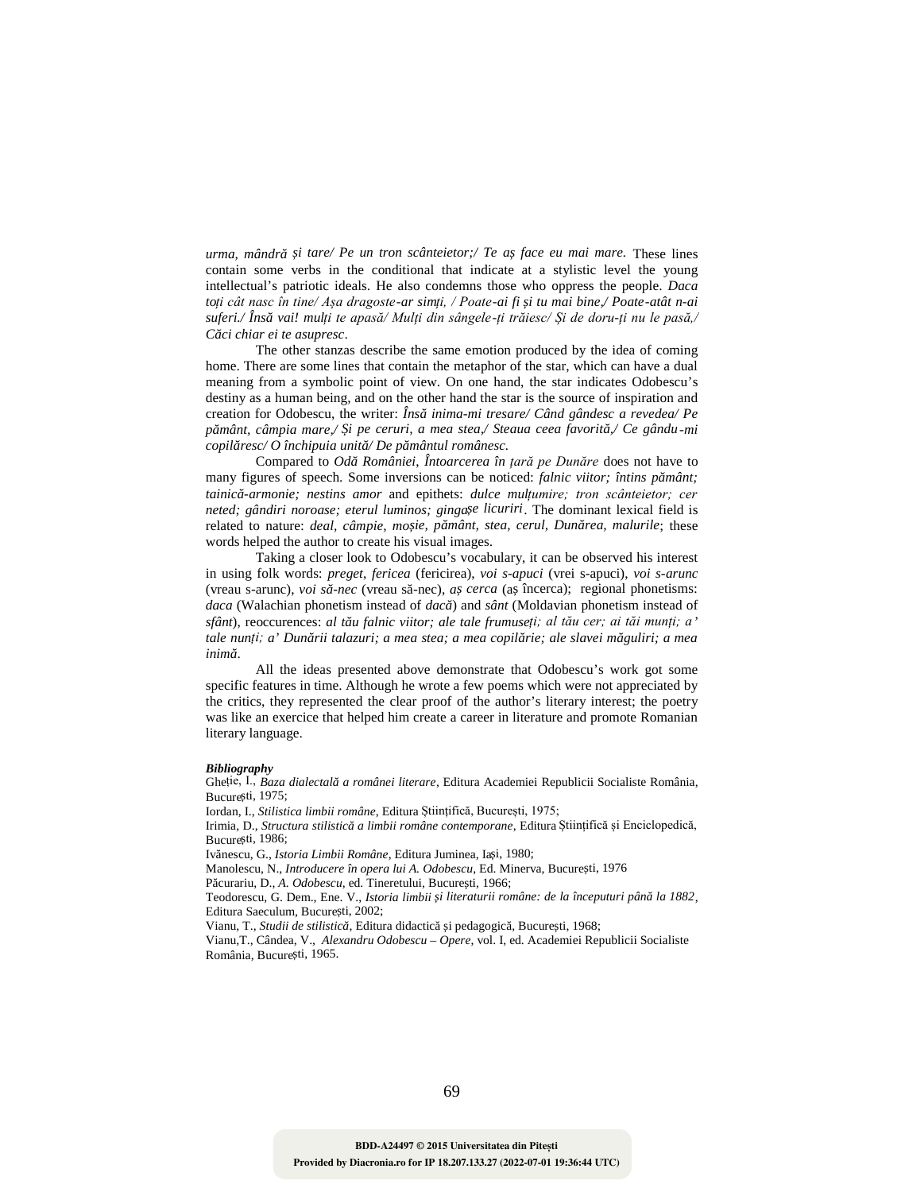*urma, mândră și tare/ Pe un tron scânteietor;/ Te aș face eu mai mare.* These lines contain some verbs in the conditional that indicate at a stylistic level the young intellectual's patriotic ideals. He also condemns those who oppress the people. *Daca toți cât nasc în tine/ Așa dragoste-ar simți, / Poate-ai fi și tu mai bine,/ Poate-atât n-ai suferi./ Însă vai! mulți te apasă/ Mulți din sângele-ți trăiesc/ Și de doru-ți nu le pasă,/ Căci chiar ei te asupresc.*

The other stanzas describe the same emotion produced by the idea of coming home. There are some lines that contain the metaphor of the star, which can have a dual meaning from a symbolic point of view. On one hand, the star indicates Odobescu's destiny as a human being, and on the other hand the star is the source of inspiration and creation for Odobescu, the writer: *Însă inima-mi tresare/ Când gândesc a revedea/ Pe pământ, câmpia mare,/ Și pe ceruri, a mea stea,/ Steaua ceea favorită,/ Ce gându-mi copilăresc/ O închipuia unită/ De pământul românesc.*

Compared to *Odă României*, *Întoarcerea în țară pe Dunăre* does not have to many figures of speech. Some inversions can be noticed: *falnic viitor; întins pământ; tainică-armonie; nestins amor* and epithets: *dulce mulțumire; tron scânteietor; cer neted; gândiri noroase; eterul luminos; gingașe licuriri*. The dominant lexical field is related to nature: *deal, câmpie, moșie, pământ, stea, cerul, Dunărea, malurile*; these words helped the author to create his visual images.

Taking a closer look to Odobescu's vocabulary, it can be observed his interest in using folk words: *preget*, *fericea* (fericirea), *voi s-apuci* (vrei s-apuci), *voi s-arunc* (vreau s-arunc), *voi să-nec* (vreau să-nec), *aș cerca* (aș încerca); regional phonetisms: *daca* (Walachian phonetism instead of *dacă*) and *sânt* (Moldavian phonetism instead of *sfânt*), reoccurences: *al tău falnic viitor; ale tale frumuseți; al tău cer; ai tăi munți; a' tale nunți; a' Dunării talazuri; a mea stea; a mea copilărie; ale slavei măguliri; a mea inimă.*

All the ideas presented above demonstrate that Odobescu's work got some specific features in time. Although he wrote a few poems which were not appreciated by the critics, they represented the clear proof of the author's literary interest; the poetry was like an exercice that helped him create a career in literature and promote Romanian literary language.

***Bibliography***

Gheție, I., *Baza dialectală a românei literare*, Editura Academiei Republicii Socialiste România, București, 1975;

Iordan, I., *Stilistica limbii române*, Editura Științifică, București, 1975;

Irimia, D., *Structura stilistică a limbii române contemporane*, Editura Științifică și Enciclopedică, București, 1986;

Ivănescu, G., *Istoria Limbii Române*, Editura Juminea, Iași, 1980;

Manolescu, N., *Introducere în opera lui A. Odobescu*, Ed. Minerva, București, 1976

Păcurariu, D., *A. Odobescu*, ed. Tineretului, București, 1966;

Teodorescu, G. Dem., Ene. V., *Istoria limbii și literaturii române: de la începuturi până la 1882*, Editura Saeculum, București, 2002;

Vianu, T., *Studii de stilistică*, Editura didactică și pedagogică, București, 1968;

Vianu,T., Cândea, V., *Alexandru Odobescu – Opere*, vol. I, ed. Academiei Republicii Socialiste România, București, 1965.